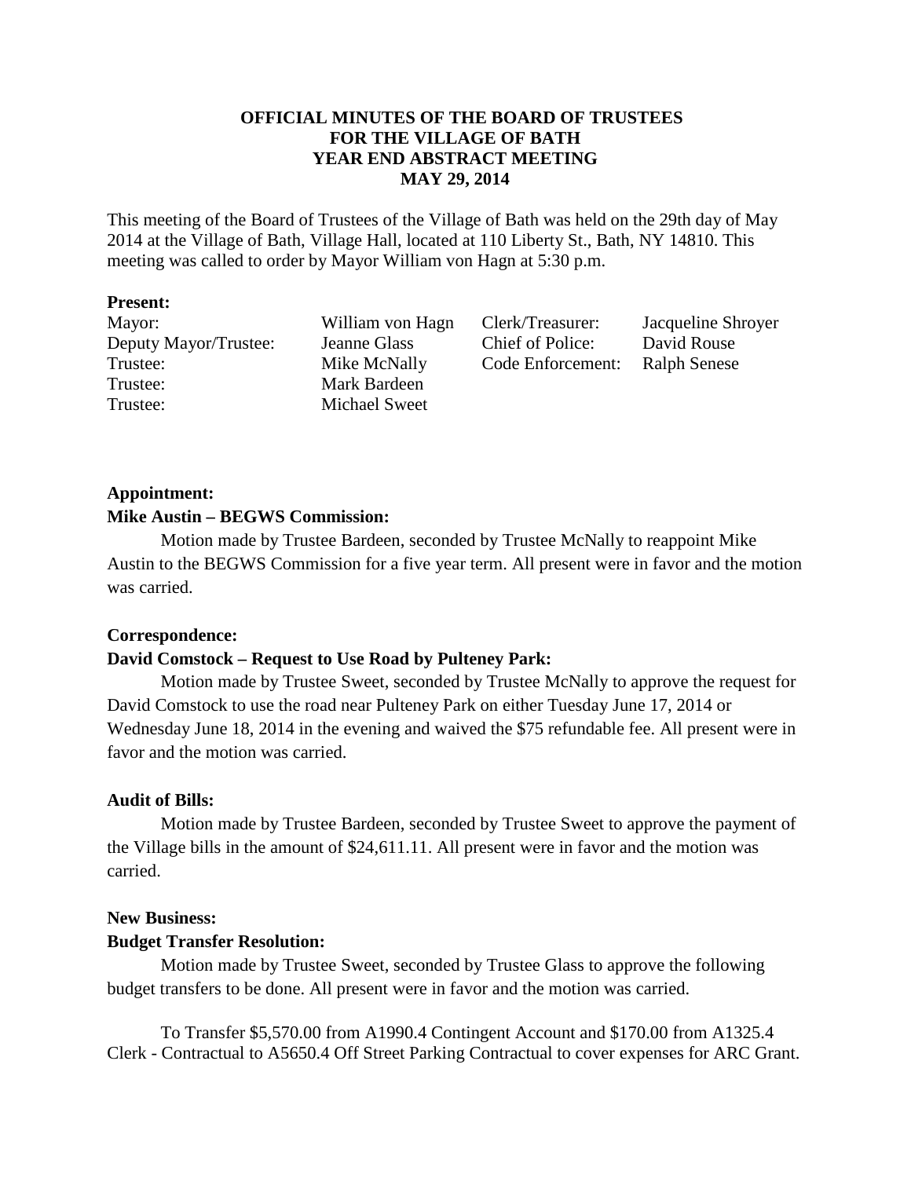# OFFICIAL MINUTES OF THE BOARD OF TRUSTEES
# FOR THE VILLAGE OF BATH
# YEAR END ABSTRACT MEETING
# MAY 29, 2014

This meeting of the Board of Trustees of the Village of Bath was held on the 29th day of May 2014 at the Village of Bath, Village Hall, located at 110 Liberty St., Bath, NY 14810. This meeting was called to order by Mayor William von Hagn at 5:30 p.m.

**Present:**

| | | | |
|---|---|---|---|
| Mayor: | William von Hagn | Clerk/Treasurer: | Jacqueline Shroyer |
| Deputy Mayor/Trustee: | Jeanne Glass | Chief of Police: | David Rouse |
| Trustee: | Mike McNally | Code Enforcement: | Ralph Senese |
| Trustee: | Mark Bardeen | | |
| Trustee: | Michael Sweet | | |

**Appointment:**

**Mike Austin – BEGWS Commission:**

Motion made by Trustee Bardeen, seconded by Trustee McNally to reappoint Mike Austin to the BEGWS Commission for a five year term. All present were in favor and the motion was carried.

**Correspondence:**

**David Comstock – Request to Use Road by Pulteney Park:**

Motion made by Trustee Sweet, seconded by Trustee McNally to approve the request for David Comstock to use the road near Pulteney Park on either Tuesday June 17, 2014 or Wednesday June 18, 2014 in the evening and waived the $75 refundable fee. All present were in favor and the motion was carried.

**Audit of Bills:**

Motion made by Trustee Bardeen, seconded by Trustee Sweet to approve the payment of the Village bills in the amount of $24,611.11. All present were in favor and the motion was carried.

**New Business:**

**Budget Transfer Resolution:**

Motion made by Trustee Sweet, seconded by Trustee Glass to approve the following budget transfers to be done. All present were in favor and the motion was carried.

To Transfer $5,570.00 from A1990.4 Contingent Account and $170.00 from A1325.4 Clerk - Contractual to A5650.4 Off Street Parking Contractual to cover expenses for ARC Grant.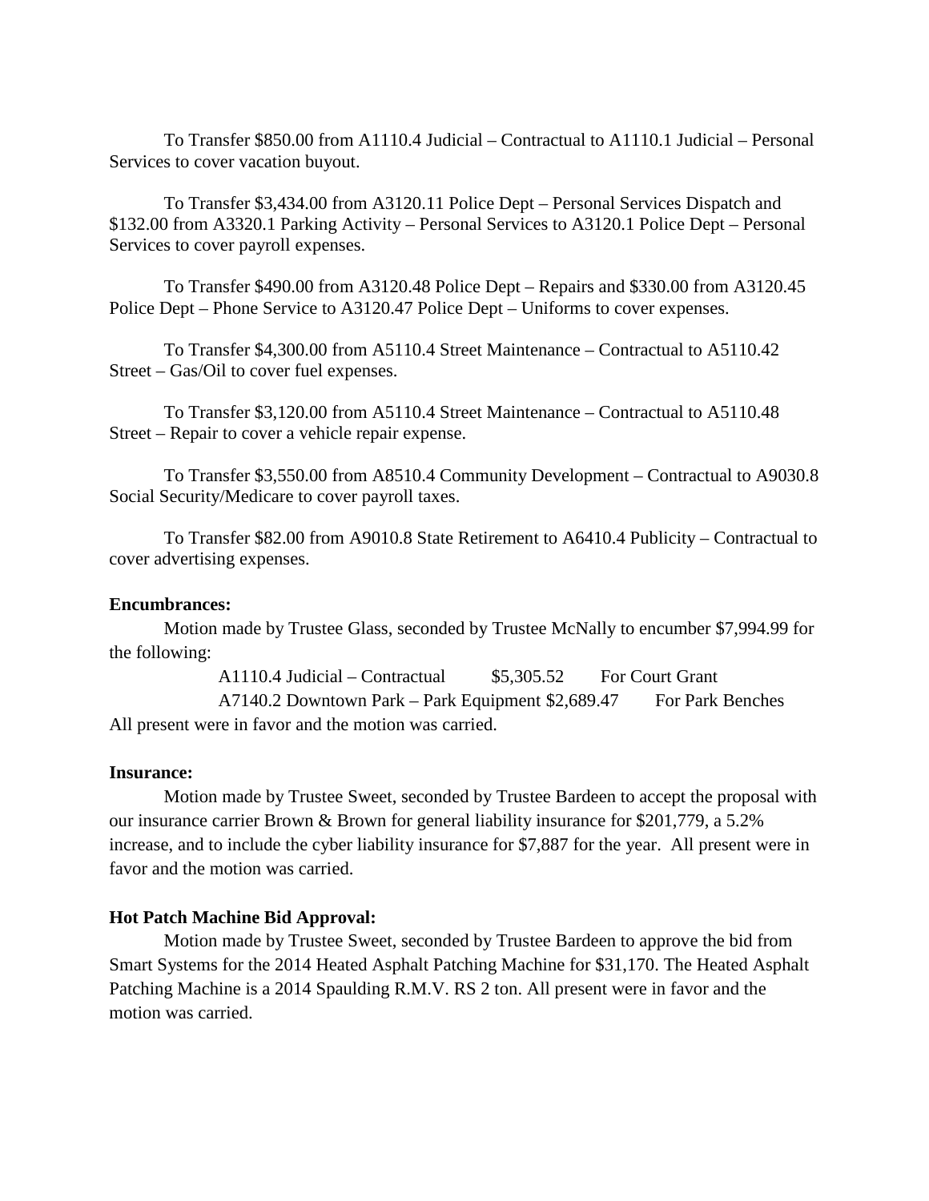To Transfer $850.00 from A1110.4 Judicial – Contractual to A1110.1 Judicial – Personal Services to cover vacation buyout.

To Transfer $3,434.00 from A3120.11 Police Dept – Personal Services Dispatch and $132.00 from A3320.1 Parking Activity – Personal Services to A3120.1 Police Dept – Personal Services to cover payroll expenses.

To Transfer $490.00 from A3120.48 Police Dept – Repairs and $330.00 from A3120.45 Police Dept – Phone Service to A3120.47 Police Dept – Uniforms to cover expenses.

To Transfer $4,300.00 from A5110.4 Street Maintenance – Contractual to A5110.42 Street – Gas/Oil to cover fuel expenses.

To Transfer $3,120.00 from A5110.4 Street Maintenance – Contractual to A5110.48 Street – Repair to cover a vehicle repair expense.

To Transfer $3,550.00 from A8510.4 Community Development – Contractual to A9030.8 Social Security/Medicare to cover payroll taxes.

To Transfer $82.00 from A9010.8 State Retirement to A6410.4 Publicity – Contractual to cover advertising expenses.

**Encumbrances:**

Motion made by Trustee Glass, seconded by Trustee McNally to encumber $7,994.99 for the following:

A1110.4 Judicial – Contractual $5,305.52 For Court Grant
A7140.2 Downtown Park – Park Equipment $2,689.47 For Park Benches

All present were in favor and the motion was carried.

**Insurance:**

Motion made by Trustee Sweet, seconded by Trustee Bardeen to accept the proposal with our insurance carrier Brown & Brown for general liability insurance for $201,779, a 5.2% increase, and to include the cyber liability insurance for $7,887 for the year. All present were in favor and the motion was carried.

**Hot Patch Machine Bid Approval:**

Motion made by Trustee Sweet, seconded by Trustee Bardeen to approve the bid from Smart Systems for the 2014 Heated Asphalt Patching Machine for $31,170. The Heated Asphalt Patching Machine is a 2014 Spaulding R.M.V. RS 2 ton. All present were in favor and the motion was carried.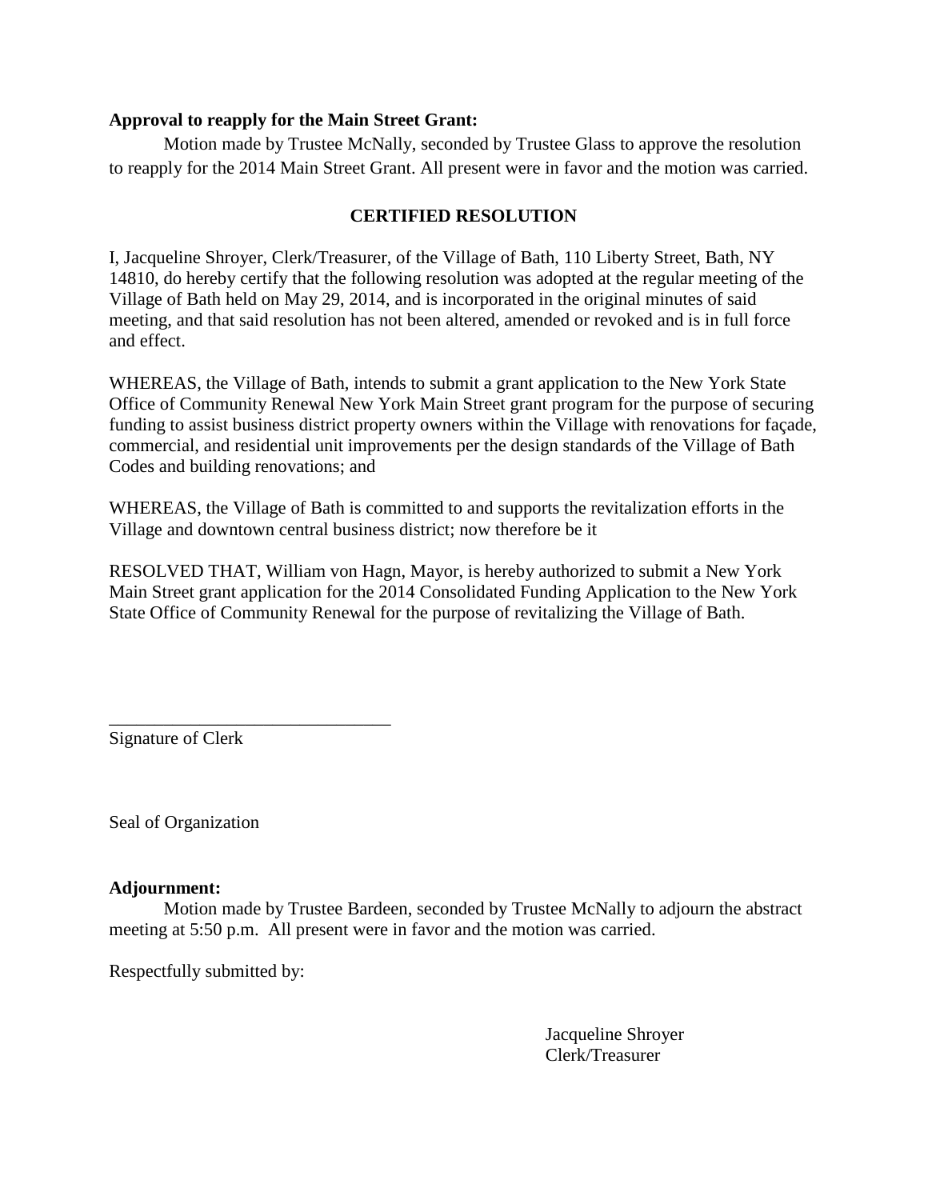**Approval to reapply for the Main Street Grant:**

Motion made by Trustee McNally, seconded by Trustee Glass to approve the resolution to reapply for the 2014 Main Street Grant. All present were in favor and the motion was carried.

**CERTIFIED RESOLUTION**

I, Jacqueline Shroyer, Clerk/Treasurer, of the Village of Bath, 110 Liberty Street, Bath, NY 14810, do hereby certify that the following resolution was adopted at the regular meeting of the Village of Bath held on May 29, 2014, and is incorporated in the original minutes of said meeting, and that said resolution has not been altered, amended or revoked and is in full force and effect.

WHEREAS, the Village of Bath, intends to submit a grant application to the New York State Office of Community Renewal New York Main Street grant program for the purpose of securing funding to assist business district property owners within the Village with renovations for façade, commercial, and residential unit improvements per the design standards of the Village of Bath Codes and building renovations; and

WHEREAS, the Village of Bath is committed to and supports the revitalization efforts in the Village and downtown central business district; now therefore be it

RESOLVED THAT, William von Hagn, Mayor, is hereby authorized to submit a New York Main Street grant application for the 2014 Consolidated Funding Application to the New York State Office of Community Renewal for the purpose of revitalizing the Village of Bath.

\_\_\_\_\_\_\_\_\_\_\_\_\_\_\_\_\_\_\_\_\_\_\_\_\_\_\_\_\_\_\_

Signature of Clerk

Seal of Organization

**Adjournment:**

Motion made by Trustee Bardeen, seconded by Trustee McNally to adjourn the abstract meeting at 5:50 p.m. All present were in favor and the motion was carried.

Respectfully submitted by:

Jacqueline Shroyer
Clerk/Treasurer